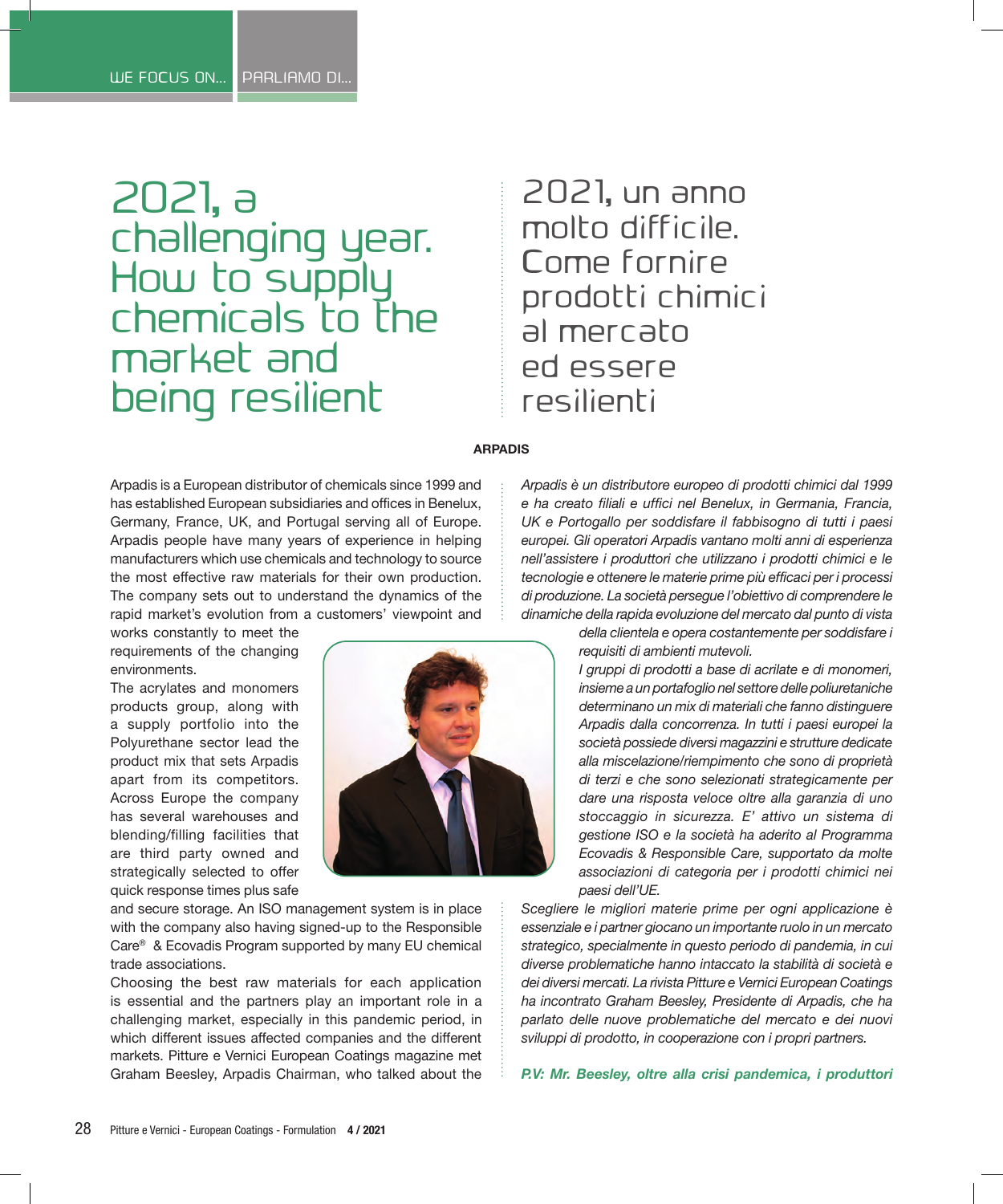WE FOCUS ON... | PARLIAMO DI...

# 2021, a challenging year. How to supply chemicals to the market and being resilient

# 2021, un anno molto difficile. Come fornire prodotti chimici al mercato ed essere resilienti

**ARPADIS**

Arpadis is a European distributor of chemicals since 1999 and has established European subsidiaries and offices in Benelux, Germany, France, UK, and Portugal serving all of Europe. Arpadis people have many years of experience in helping manufacturers which use chemicals and technology to source the most effective raw materials for their own production. The company sets out to understand the dynamics of the rapid market's evolution from a customers' viewpoint and works constantly to meet the requirements of the changing environments.

The acrylates and monomers products group, along with a supply portfolio into the Polyurethane sector lead the product mix that sets Arpadis apart from its competitors. Across Europe the company has several warehouses and blending/filling facilities that are third party owned and strategically selected to offer quick response times plus safe and secure storage. An ISO management system is in place with the company also having signed-up to the Responsible Care® & Ecovadis Program supported by many EU chemical trade associations.

Choosing the best raw materials for each application is essential and the partners play an important role in a challenging market, especially in this pandemic period, in which different issues affected companies and the different markets. Pitture e Vernici European Coatings magazine met Graham Beesley, Arpadis Chairman, who talked about the

*Arpadis è un distributore europeo di prodotti chimici dal 1999 e ha creato filiali e uffici nel Benelux, in Germania, Francia, UK e Portogallo per soddisfare il fabbisogno di tutti i paesi europei. Gli operatori Arpadis vantano molti anni di esperienza nell'assistere i produttori che utilizzano i prodotti chimici e le tecnologie e ottenere le materie prime più efficaci per i processi di produzione. La società persegue l'obiettivo di comprendere le dinamiche della rapida evoluzione del mercato dal punto di vista della clientela e opera costantemente per soddisfare i requisiti di ambienti mutevoli.*

*I gruppi di prodotti a base di acrilate e di monomeri, insieme a un portafoglio nel settore delle poliuretaniche determinano un mix di materiali che fanno distinguere Arpadis dalla concorrenza. In tutti i paesi europei la società possiede diversi magazzini e strutture dedicate alla miscelazione/riempimento che sono di proprietà di terzi e che sono selezionati strategicamente per dare una risposta veloce oltre alla garanzia di uno stoccaggio in sicurezza. E' attivo un sistema di gestione ISO e la società ha aderito al Programma Ecovadis & Responsible Care, supportato da molte associazioni di categoria per i prodotti chimici nei paesi dell'UE.*

*Scegliere le migliori materie prime per ogni applicazione è essenziale e i partner giocano un importante ruolo in un mercato strategico, specialmente in questo periodo di pandemia, in cui diverse problematiche hanno intaccato la stabilità di società e dei diversi mercati. La rivista Pitture e Vernici European Coatings ha incontrato Graham Beesley, Presidente di Arpadis, che ha parlato delle nuove problematiche del mercato e dei nuovi sviluppi di prodotto, in cooperazione con i propri partners.*

***P.V: Mr. Beesley, oltre alla crisi pandemica, i produttori***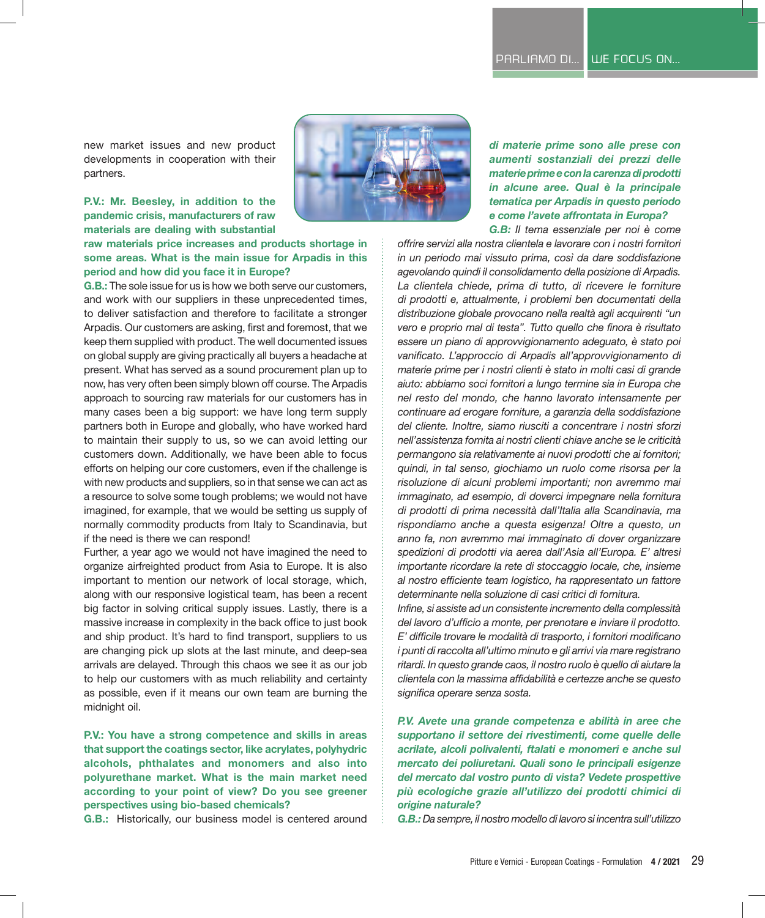new market issues and new product developments in cooperation with their partners.

**P.V.: Mr. Beesley, in addition to the pandemic crisis, manufacturers of raw materials are dealing with substantial raw materials price increases and products shortage in some areas. What is the main issue for Arpadis in this period and how did you face it in Europe?**

**G.B.:** The sole issue for us is how we both serve our customers, and work with our suppliers in these unprecedented times, to deliver satisfaction and therefore to facilitate a stronger Arpadis. Our customers are asking, first and foremost, that we keep them supplied with product. The well documented issues on global supply are giving practically all buyers a headache at present. What has served as a sound procurement plan up to now, has very often been simply blown off course. The Arpadis approach to sourcing raw materials for our customers has in many cases been a big support: we have long term supply partners both in Europe and globally, who have worked hard to maintain their supply to us, so we can avoid letting our customers down. Additionally, we have been able to focus efforts on helping our core customers, even if the challenge is with new products and suppliers, so in that sense we can act as a resource to solve some tough problems; we would not have imagined, for example, that we would be setting us supply of normally commodity products from Italy to Scandinavia, but if the need is there we can respond!

Further, a year ago we would not have imagined the need to organize airfreighted product from Asia to Europe. It is also important to mention our network of local storage, which, along with our responsive logistical team, has been a recent big factor in solving critical supply issues. Lastly, there is a massive increase in complexity in the back office to just book and ship product. It's hard to find transport, suppliers to us are changing pick up slots at the last minute, and deep-sea arrivals are delayed. Through this chaos we see it as our job to help our customers with as much reliability and certainty as possible, even if it means our own team are burning the midnight oil.

**P.V.: You have a strong competence and skills in areas that support the coatings sector, like acrylates, polyhydric alcohols, phthalates and monomers and also into polyurethane market. What is the main market need according to your point of view? Do you see greener perspectives using bio-based chemicals?**

**G.B.:** Historically, our business model is centered around

***di materie prime sono alle prese con aumenti sostanziali dei prezzi delle materie prime e con la carenza di prodotti in alcune aree. Qual è la principale tematica per Arpadis in questo periodo e come l'avete affrontata in Europa?***

***G.B:*** *Il tema essenziale per noi è come offrire servizi alla nostra clientela e lavorare con i nostri fornitori in un periodo mai vissuto prima, così da dare soddisfazione agevolando quindi il consolidamento della posizione di Arpadis. La clientela chiede, prima di tutto, di ricevere le forniture di prodotti e, attualmente, i problemi ben documentati della distribuzione globale provocano nella realtà agli acquirenti "un vero e proprio mal di testa". Tutto quello che finora è risultato essere un piano di approvvigionamento adeguato, è stato poi vanificato. L'approccio di Arpadis all'approvvigionamento di materie prime per i nostri clienti è stato in molti casi di grande aiuto: abbiamo soci fornitori a lungo termine sia in Europa che nel resto del mondo, che hanno lavorato intensamente per continuare ad erogare forniture, a garanzia della soddisfazione del cliente. Inoltre, siamo riusciti a concentrare i nostri sforzi nell'assistenza fornita ai nostri clienti chiave anche se le criticità permangono sia relativamente ai nuovi prodotti che ai fornitori; quindi, in tal senso, giochiamo un ruolo come risorsa per la risoluzione di alcuni problemi importanti; non avremmo mai immaginato, ad esempio, di doverci impegnare nella fornitura di prodotti di prima necessità dall'Italia alla Scandinavia, ma rispondiamo anche a questa esigenza! Oltre a questo, un anno fa, non avremmo mai immaginato di dover organizzare spedizioni di prodotti via aerea dall'Asia all'Europa. E' altresì importante ricordare la rete di stoccaggio locale, che, insieme al nostro efficiente team logistico, ha rappresentato un fattore determinante nella soluzione di casi critici di fornitura.*

*Infine, si assiste ad un consistente incremento della complessità del lavoro d'ufficio a monte, per prenotare e inviare il prodotto. E' difficile trovare le modalità di trasporto, i fornitori modificano i punti di raccolta all'ultimo minuto e gli arrivi via mare registrano ritardi. In questo grande caos, il nostro ruolo è quello di aiutare la clientela con la massima affidabilità e certezze anche se questo significa operare senza sosta.*

***P.V. Avete una grande competenza e abilità in aree che supportano il settore dei rivestimenti, come quelle delle acrilate, alcoli polivalenti, ftalati e monomeri e anche sul mercato dei poliuretani. Quali sono le principali esigenze del mercato dal vostro punto di vista? Vedete prospettive più ecologiche grazie all'utilizzo dei prodotti chimici di origine naturale?***

***G.B.:*** *Da sempre, il nostro modello di lavoro si incentra sull'utilizzo*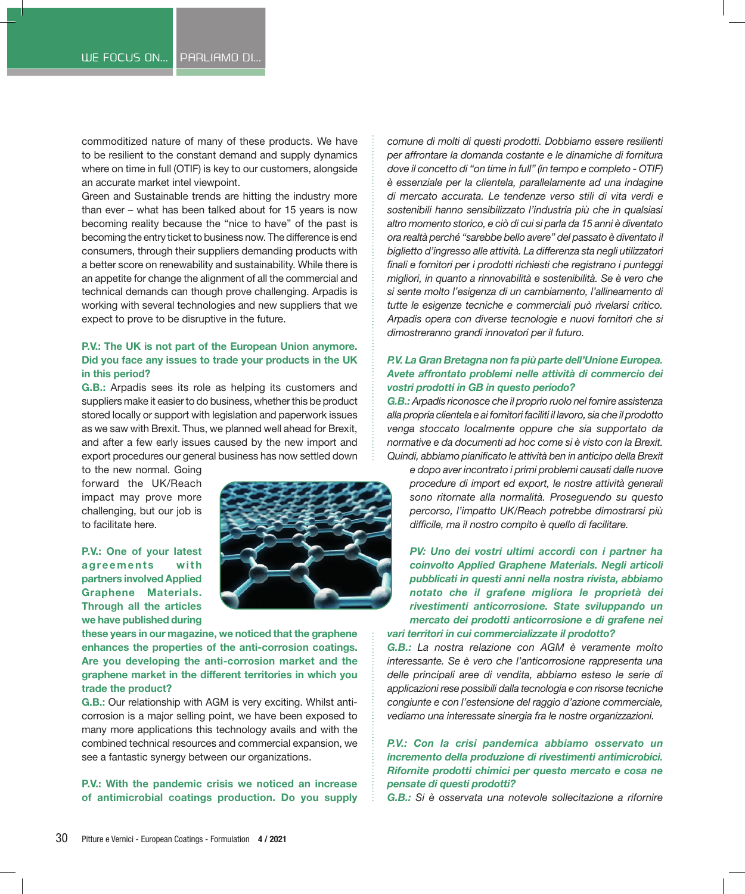commoditized nature of many of these products. We have to be resilient to the constant demand and supply dynamics where on time in full (OTIF) is key to our customers, alongside an accurate market intel viewpoint.

Green and Sustainable trends are hitting the industry more than ever – what has been talked about for 15 years is now becoming reality because the "nice to have" of the past is becoming the entry ticket to business now. The difference is end consumers, through their suppliers demanding products with a better score on renewability and sustainability. While there is an appetite for change the alignment of all the commercial and technical demands can though prove challenging. Arpadis is working with several technologies and new suppliers that we expect to prove to be disruptive in the future.

**P.V.: The UK is not part of the European Union anymore. Did you face any issues to trade your products in the UK in this period?**

**G.B.:** Arpadis sees its role as helping its customers and suppliers make it easier to do business, whether this be product stored locally or support with legislation and paperwork issues as we saw with Brexit. Thus, we planned well ahead for Brexit, and after a few early issues caused by the new import and export procedures our general business has now settled down to the new normal. Going forward the UK/Reach impact may prove more challenging, but our job is to facilitate here.

**P.V.: One of your latest agreements with partners involved Applied Graphene Materials. Through all the articles we have published during these years in our magazine, we noticed that the graphene enhances the properties of the anti-corrosion coatings. Are you developing the anti-corrosion market and the graphene market in the different territories in which you trade the product?**

**G.B.:** Our relationship with AGM is very exciting. Whilst anti-corrosion is a major selling point, we have been exposed to many more applications this technology avails and with the combined technical resources and commercial expansion, we see a fantastic synergy between our organizations.

**P.V.: With the pandemic crisis we noticed an increase of antimicrobial coatings production. Do you supply**

*comune di molti di questi prodotti. Dobbiamo essere resilienti per affrontare la domanda costante e le dinamiche di fornitura dove il concetto di "on time in full" (in tempo e completo - OTIF) è essenziale per la clientela, parallelamente ad una indagine di mercato accurata. Le tendenze verso stili di vita verdi e sostenibili hanno sensibilizzato l'industria più che in qualsiasi altro momento storico, e ciò di cui si parla da 15 anni è diventato ora realtà perché "sarebbe bello avere" del passato è diventato il biglietto d'ingresso alle attività. La differenza sta negli utilizzatori finali e fornitori per i prodotti richiesti che registrano i punteggi migliori, in quanto a rinnovabilità e sostenibilità. Se è vero che si sente molto l'esigenza di un cambiamento, l'allineamento di tutte le esigenze tecniche e commerciali può rivelarsi critico. Arpadis opera con diverse tecnologie e nuovi fornitori che si dimostreranno grandi innovatori per il futuro.*

***P.V. La Gran Bretagna non fa più parte dell'Unione Europea. Avete affrontato problemi nelle attività di commercio dei vostri prodotti in GB in questo periodo?***

***G.B.:*** *Arpadis riconosce che il proprio ruolo nel fornire assistenza alla propria clientela e ai fornitori faciliti il lavoro, sia che il prodotto venga stoccato localmente oppure che sia supportato da normative e da documenti ad hoc come si è visto con la Brexit. Quindi, abbiamo pianificato le attività ben in anticipo della Brexit e dopo aver incontrato i primi problemi causati dalle nuove procedure di import ed export, le nostre attività generali sono ritornate alla normalità. Proseguendo su questo percorso, l'impatto UK/Reach potrebbe dimostrarsi più difficile, ma il nostro compito è quello di facilitare.*

***PV: Uno dei vostri ultimi accordi con i partner ha coinvolto Applied Graphene Materials. Negli articoli pubblicati in questi anni nella nostra rivista, abbiamo notato che il grafene migliora le proprietà dei rivestimenti anticorrosione. State sviluppando un mercato dei prodotti anticorrosione e di grafene nei vari territori in cui commercializzate il prodotto?***

***G.B.:*** *La nostra relazione con AGM è veramente molto interessante. Se è vero che l'anticorrosione rappresenta una delle principali aree di vendita, abbiamo esteso le serie di applicazioni rese possibili dalla tecnologia e con risorse tecniche congiunte e con l'estensione del raggio d'azione commerciale, vediamo una interessate sinergia fra le nostre organizzazioni.*

***P.V.: Con la crisi pandemica abbiamo osservato un incremento della produzione di rivestimenti antimicrobici. Rifornite prodotti chimici per questo mercato e cosa ne pensate di questi prodotti?***

***G.B.:*** *Si è osservata una notevole sollecitazione a rifornire*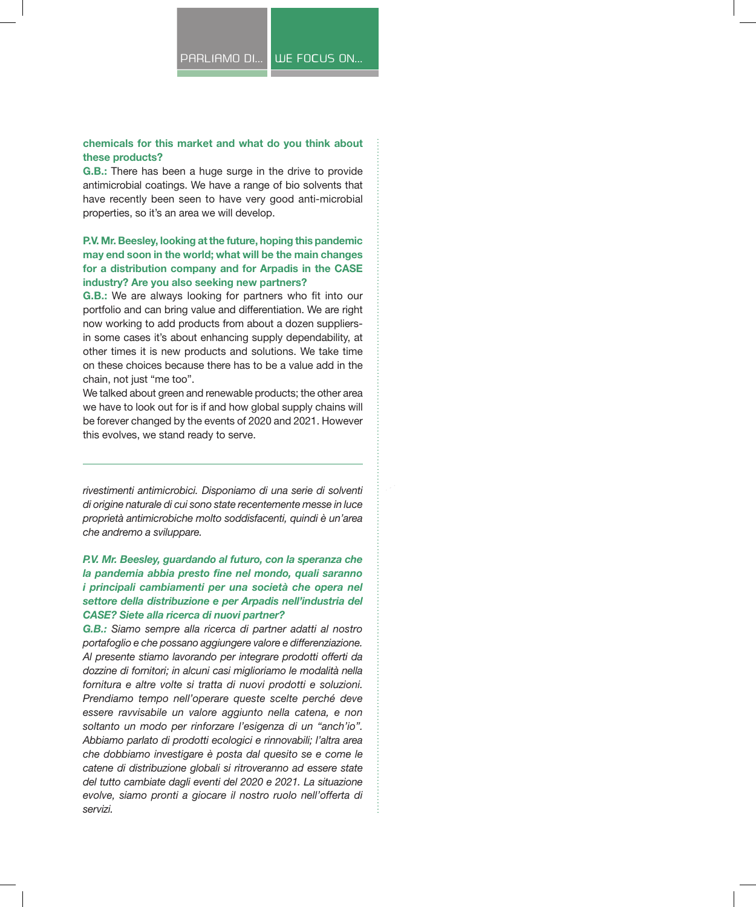**chemicals for this market and what do you think about these products?**

**G.B.:** There has been a huge surge in the drive to provide antimicrobial coatings. We have a range of bio solvents that have recently been seen to have very good anti-microbial properties, so it's an area we will develop.

**P.V. Mr. Beesley, looking at the future, hoping this pandemic may end soon in the world; what will be the main changes for a distribution company and for Arpadis in the CASE industry? Are you also seeking new partners?**

**G.B.:** We are always looking for partners who fit into our portfolio and can bring value and differentiation. We are right now working to add products from about a dozen suppliers- in some cases it's about enhancing supply dependability, at other times it is new products and solutions. We take time on these choices because there has to be a value add in the chain, not just "me too".

We talked about green and renewable products; the other area we have to look out for is if and how global supply chains will be forever changed by the events of 2020 and 2021. However this evolves, we stand ready to serve.

---

*rivestimenti antimicrobici. Disponiamo di una serie di solventi di origine naturale di cui sono state recentemente messe in luce proprietà antimicrobiche molto soddisfacenti, quindi è un'area che andremo a sviluppare.*

***P.V. Mr. Beesley, guardando al futuro, con la speranza che la pandemia abbia presto fine nel mondo, quali saranno i principali cambiamenti per una società che opera nel settore della distribuzione e per Arpadis nell'industria del CASE? Siete alla ricerca di nuovi partner?***

***G.B.:*** *Siamo sempre alla ricerca di partner adatti al nostro portafoglio e che possano aggiungere valore e differenziazione. Al presente stiamo lavorando per integrare prodotti offerti da dozzine di fornitori; in alcuni casi miglioriamo le modalità nella fornitura e altre volte si tratta di nuovi prodotti e soluzioni. Prendiamo tempo nell'operare queste scelte perché deve essere ravvisabile un valore aggiunto nella catena, e non soltanto un modo per rinforzare l'esigenza di un "anch'io".*

*Abbiamo parlato di prodotti ecologici e rinnovabili; l'altra area che dobbiamo investigare è posta dal quesito se e come le catene di distribuzione globali si ritroveranno ad essere state del tutto cambiate dagli eventi del 2020 e 2021. La situazione evolve, siamo pronti a giocare il nostro ruolo nell'offerta di servizi.*